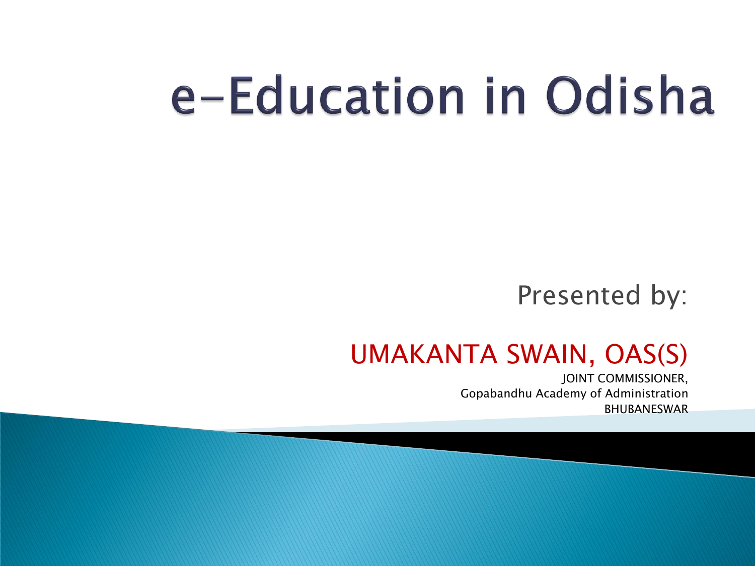# e-Education in Odisha

Presented by:

UMAKANTA SWAIN, OAS(S)

JOINT COMMISSIONER,
Gopabandhu Academy of Administration
BHUBANESWAR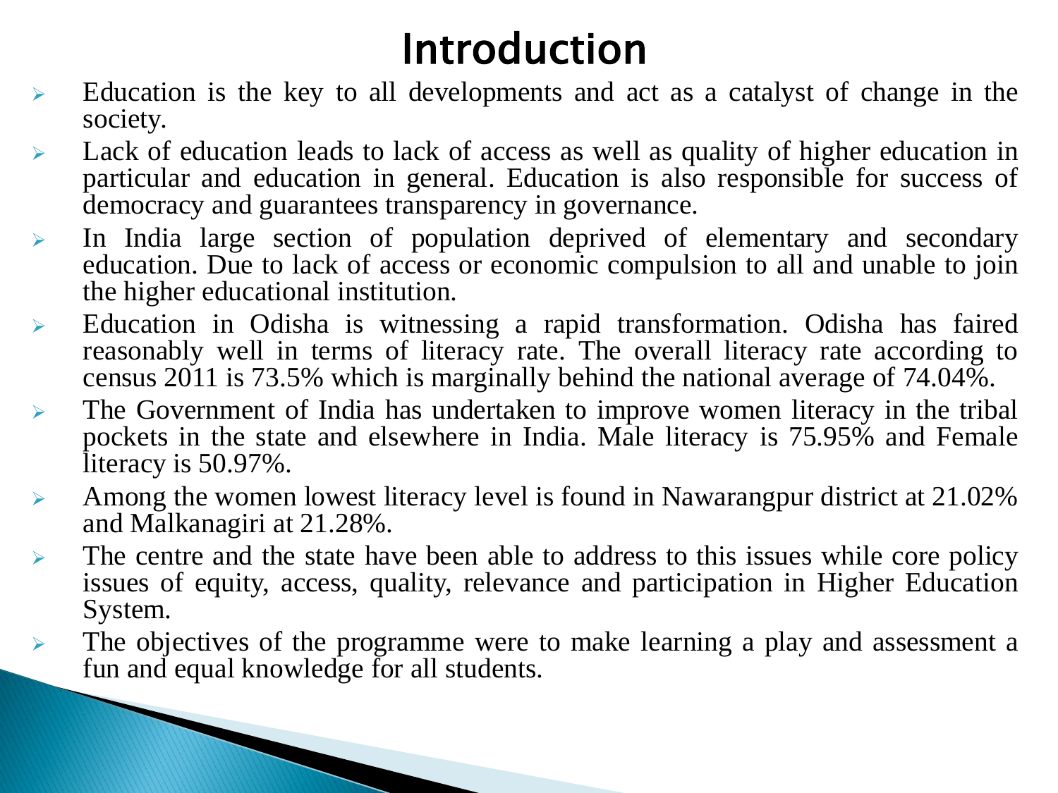# Introduction

- Education is the key to all developments and act as a catalyst of change in the society.
- Lack of education leads to lack of access as well as quality of higher education in particular and education in general. Education is also responsible for success of democracy and guarantees transparency in governance.
- In India large section of population deprived of elementary and secondary education. Due to lack of access or economic compulsion to all and unable to join the higher educational institution.
- Education in Odisha is witnessing a rapid transformation. Odisha has faired reasonably well in terms of literacy rate. The overall literacy rate according to census 2011 is 73.5% which is marginally behind the national average of 74.04%.
- The Government of India has undertaken to improve women literacy in the tribal pockets in the state and elsewhere in India. Male literacy is 75.95% and Female literacy is 50.97%.
- Among the women lowest literacy level is found in Nawarangpur district at 21.02% and Malkanagiri at 21.28%.
- The centre and the state have been able to address to this issues while core policy issues of equity, access, quality, relevance and participation in Higher Education System.
- The objectives of the programme were to make learning a play and assessment a fun and equal knowledge for all students.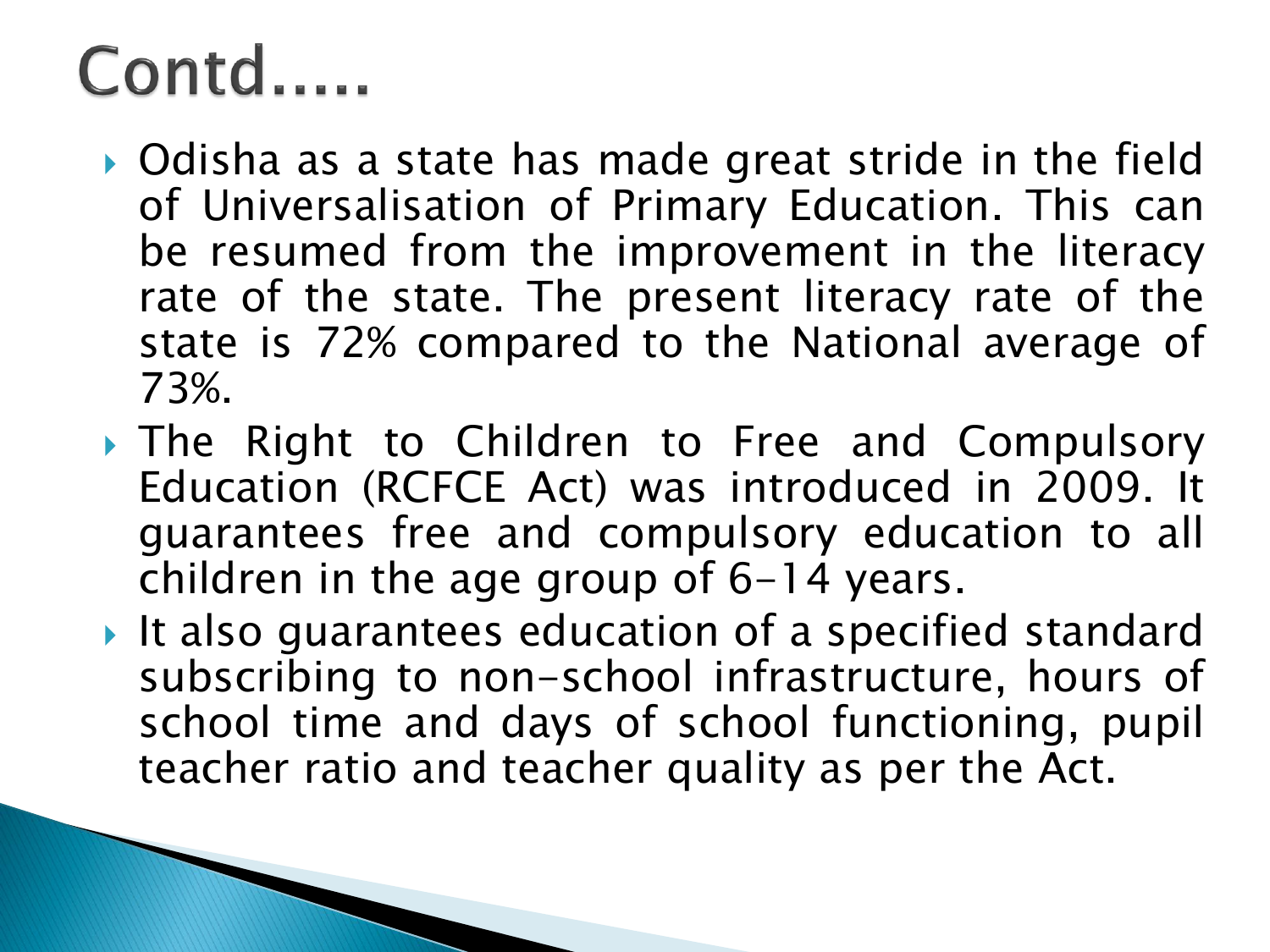# Contd.....

- Odisha as a state has made great stride in the field of Universalisation of Primary Education. This can be resumed from the improvement in the literacy rate of the state. The present literacy rate of the state is 72% compared to the National average of 73%.
- The Right to Children to Free and Compulsory Education (RCFCE Act) was introduced in 2009. It guarantees free and compulsory education to all children in the age group of 6-14 years.
- It also guarantees education of a specified standard subscribing to non-school infrastructure, hours of school time and days of school functioning, pupil teacher ratio and teacher quality as per the Act.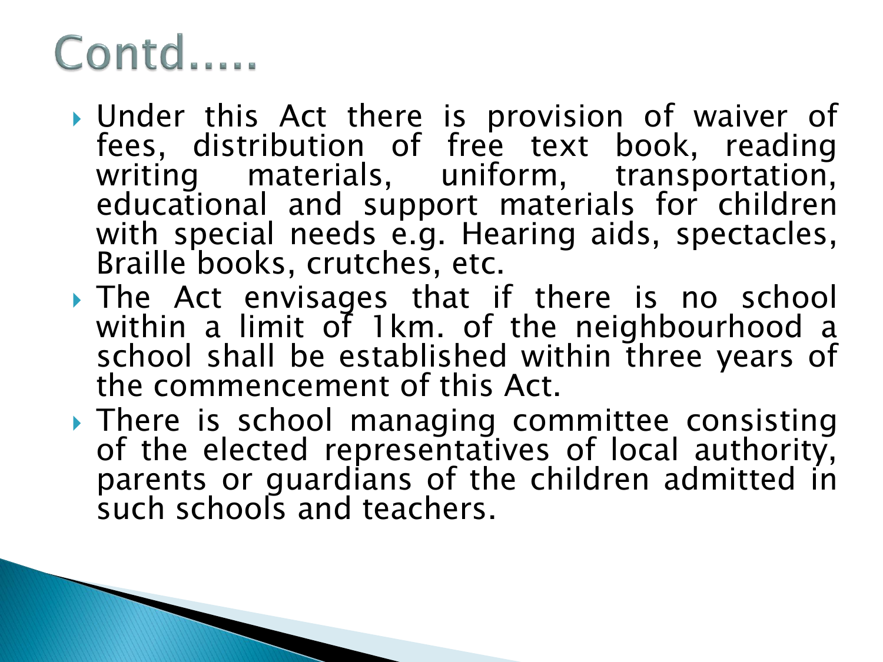# Contd.....

- Under this Act there is provision of waiver of fees, distribution of free text book, reading writing materials, uniform, transportation, educational and support materials for children with special needs e.g. Hearing aids, spectacles, Braille books, crutches, etc.
- The Act envisages that if there is no school within a limit of 1km. of the neighbourhood a school shall be established within three years of the commencement of this Act.
- There is school managing committee consisting of the elected representatives of local authority, parents or guardians of the children admitted in such schools and teachers.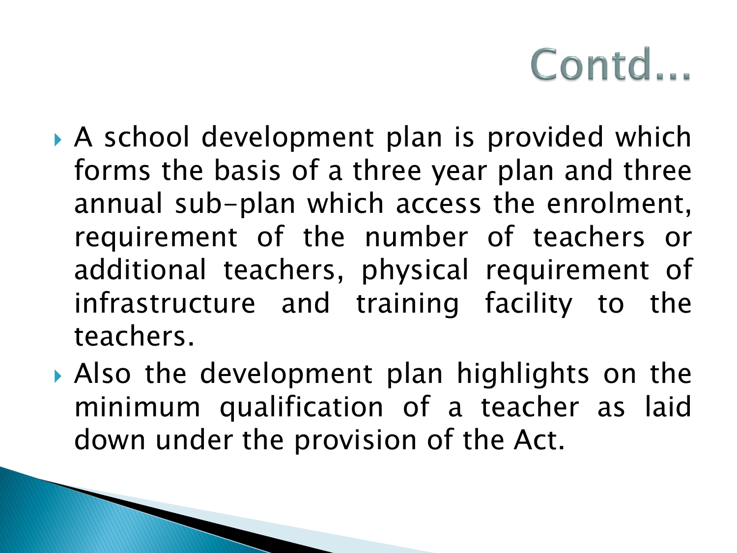# Contd...

- A school development plan is provided which forms the basis of a three year plan and three annual sub-plan which access the enrolment, requirement of the number of teachers or additional teachers, physical requirement of infrastructure and training facility to the teachers.
- Also the development plan highlights on the minimum qualification of a teacher as laid down under the provision of the Act.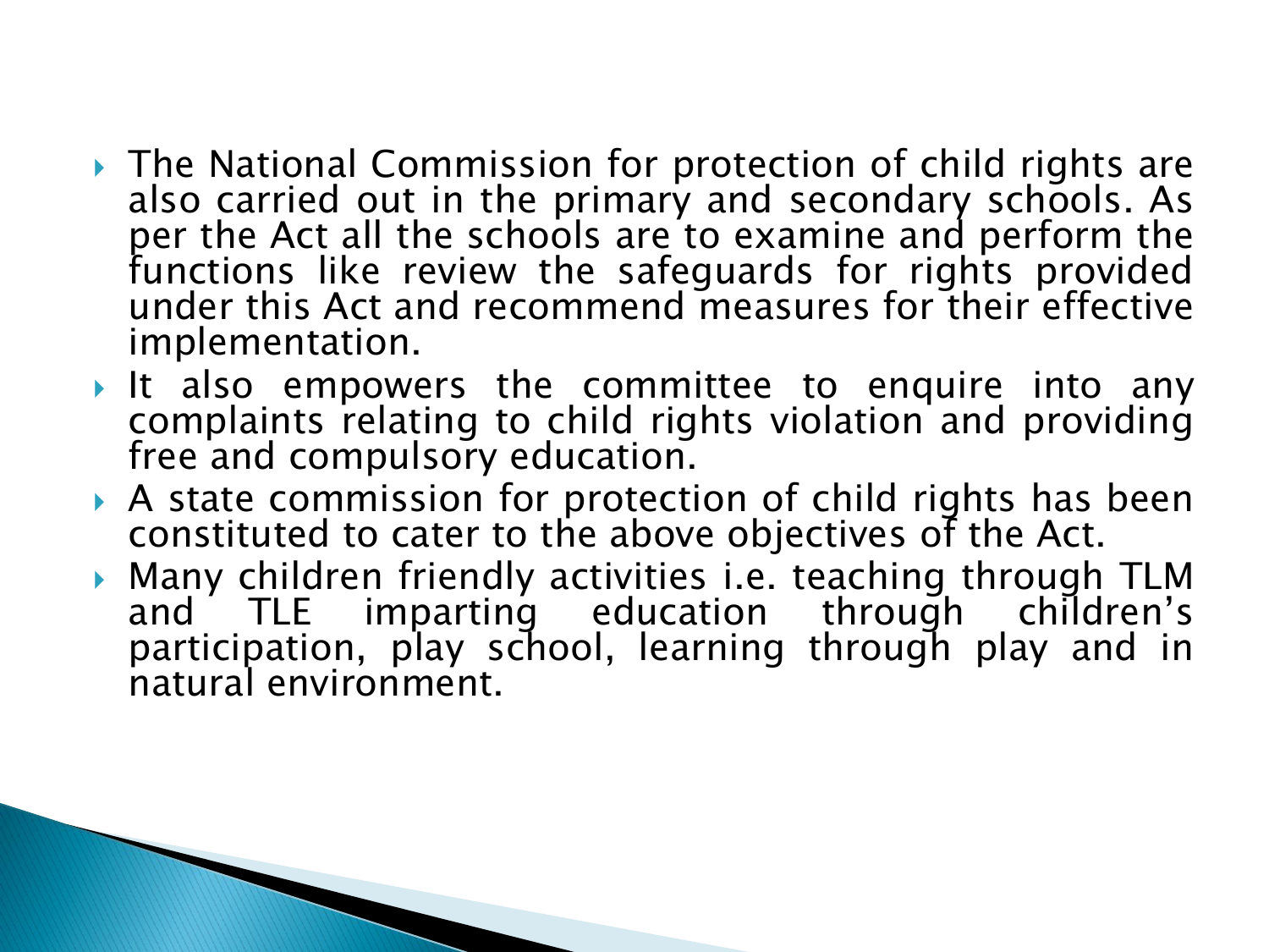- The National Commission for protection of child rights are also carried out in the primary and secondary schools. As per the Act all the schools are to examine and perform the functions like review the safeguards for rights provided under this Act and recommend measures for their effective implementation.
- It also empowers the committee to enquire into any complaints relating to child rights violation and providing free and compulsory education.
- A state commission for protection of child rights has been constituted to cater to the above objectives of the Act.
- Many children friendly activities i.e. teaching through TLM and TLE imparting education through children's participation, play school, learning through play and in natural environment.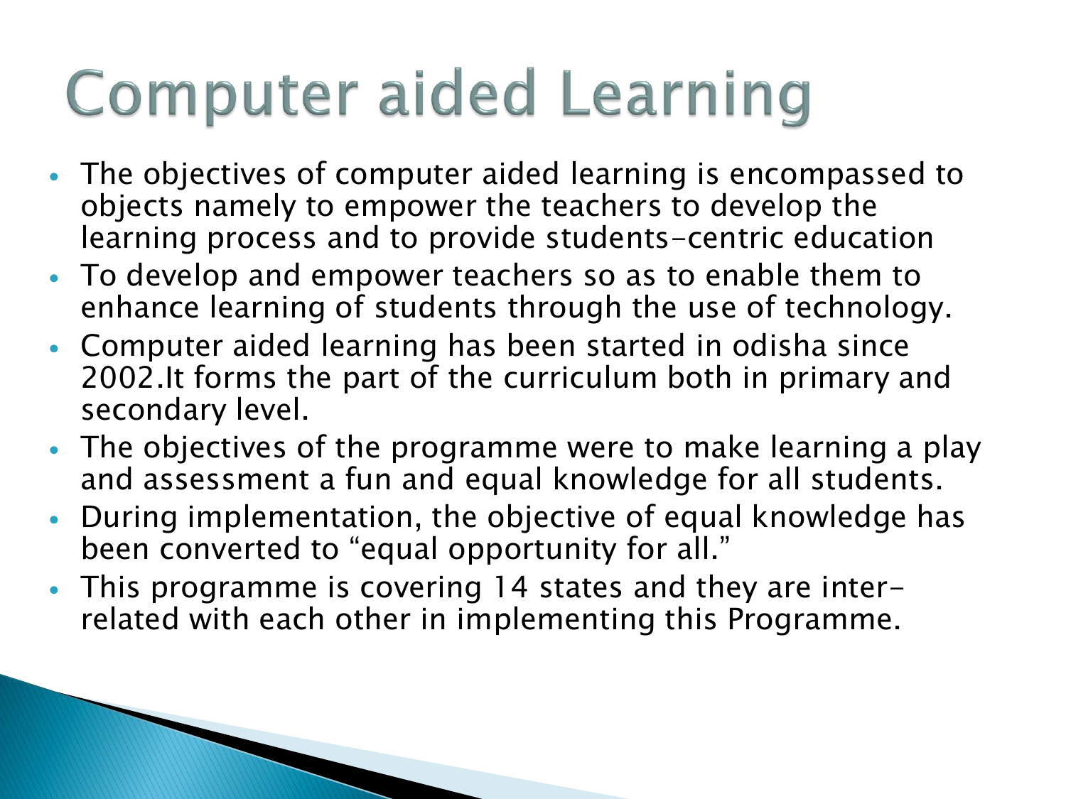# Computer aided Learning

- The objectives of computer aided learning is encompassed to objects namely to empower the teachers to develop the learning process and to provide students-centric education
- To develop and empower teachers so as to enable them to enhance learning of students through the use of technology.
- Computer aided learning has been started in odisha since 2002.It forms the part of the curriculum both in primary and secondary level.
- The objectives of the programme were to make learning a play and assessment a fun and equal knowledge for all students.
- During implementation, the objective of equal knowledge has been converted to "equal opportunity for all."
- This programme is covering 14 states and they are inter-related with each other in implementing this Programme.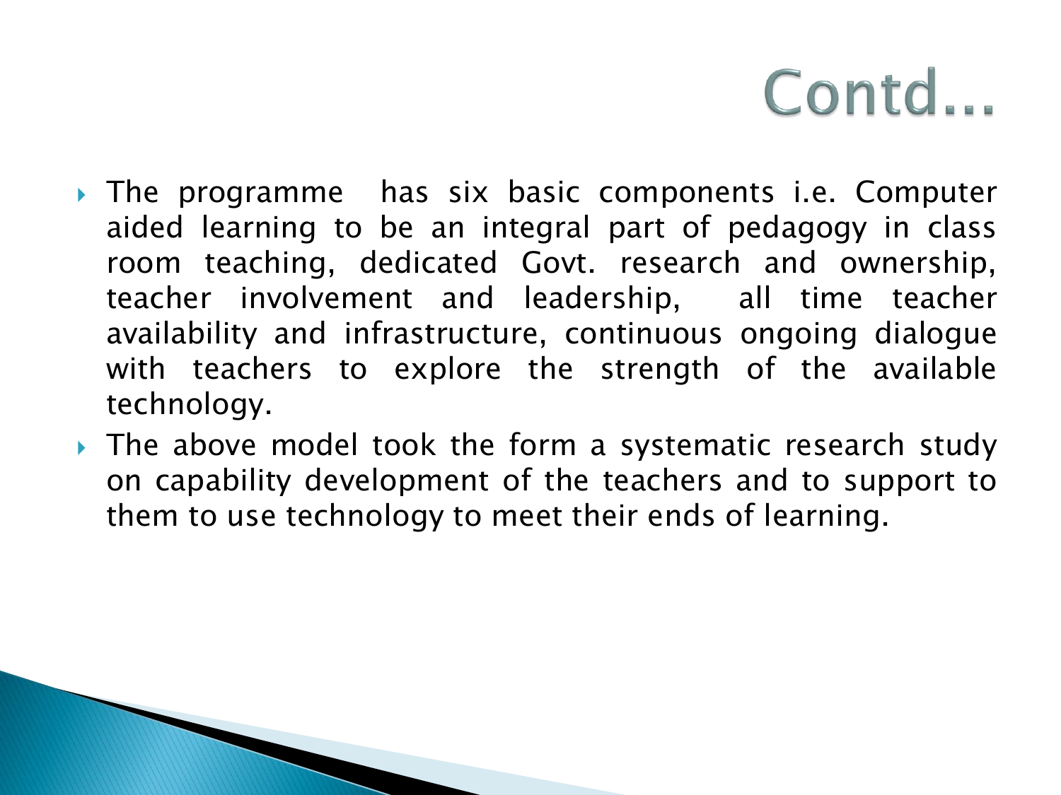# Contd…

- The programme has six basic components i.e. Computer aided learning to be an integral part of pedagogy in class room teaching, dedicated Govt. research and ownership, teacher involvement and leadership, all time teacher availability and infrastructure, continuous ongoing dialogue with teachers to explore the strength of the available technology.
- The above model took the form a systematic research study on capability development of the teachers and to support to them to use technology to meet their ends of learning.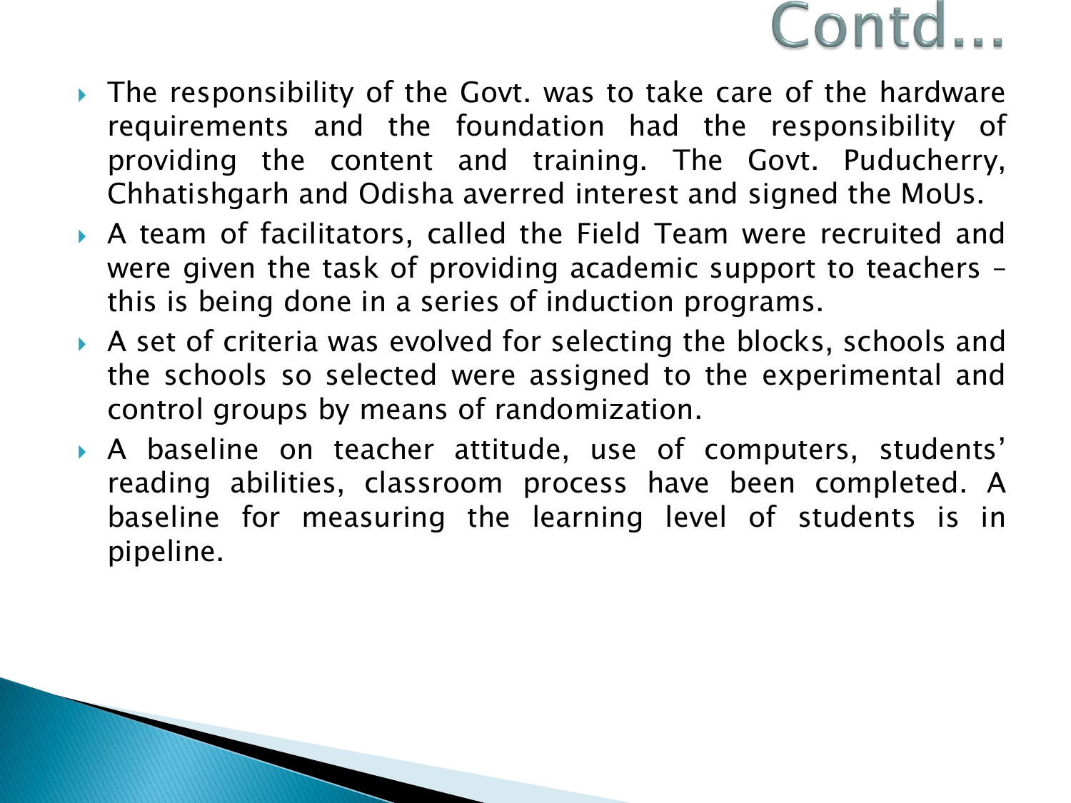# Contd…

- The responsibility of the Govt. was to take care of the hardware requirements and the foundation had the responsibility of providing the content and training. The Govt. Puducherry, Chhatishgarh and Odisha averred interest and signed the MoUs.
- A team of facilitators, called the Field Team were recruited and were given the task of providing academic support to teachers – this is being done in a series of induction programs.
- A set of criteria was evolved for selecting the blocks, schools and the schools so selected were assigned to the experimental and control groups by means of randomization.
- A baseline on teacher attitude, use of computers, students' reading abilities, classroom process have been completed. A baseline for measuring the learning level of students is in pipeline.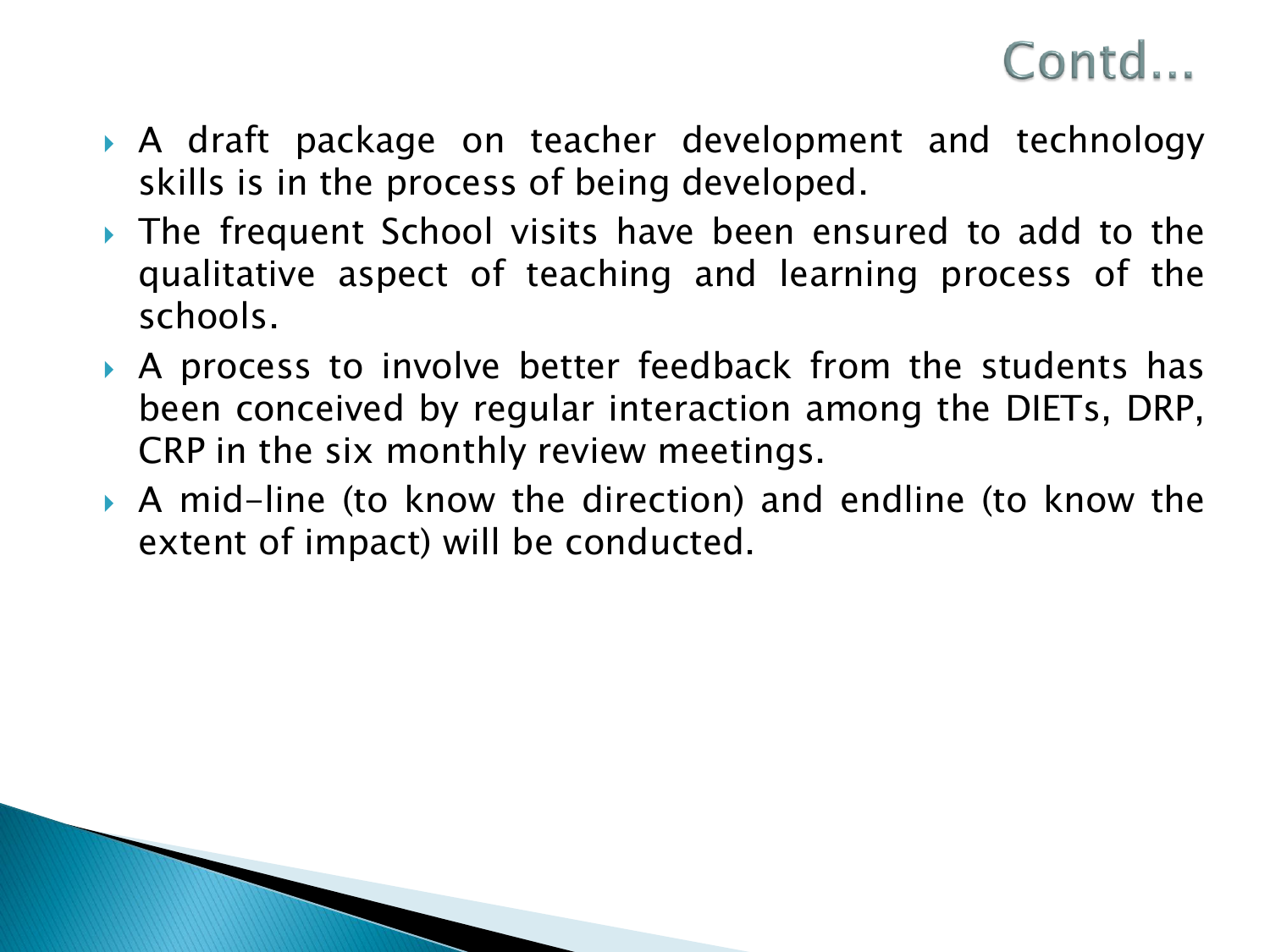# Contd…

- A draft package on teacher development and technology skills is in the process of being developed.
- The frequent School visits have been ensured to add to the qualitative aspect of teaching and learning process of the schools.
- A process to involve better feedback from the students has been conceived by regular interaction among the DIETs, DRP, CRP in the six monthly review meetings.
- A mid-line (to know the direction) and endline (to know the extent of impact) will be conducted.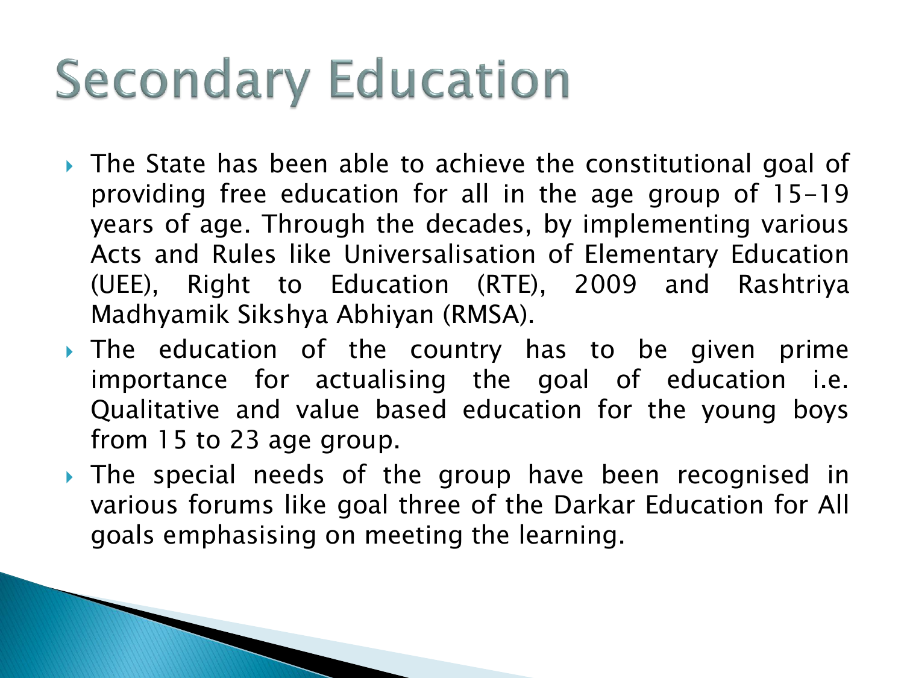# Secondary Education

- The State has been able to achieve the constitutional goal of providing free education for all in the age group of 15-19 years of age. Through the decades, by implementing various Acts and Rules like Universalisation of Elementary Education (UEE), Right to Education (RTE), 2009 and Rashtriya Madhyamik Sikshya Abhiyan (RMSA).
- The education of the country has to be given prime importance for actualising the goal of education i.e. Qualitative and value based education for the young boys from 15 to 23 age group.
- The special needs of the group have been recognised in various forums like goal three of the Darkar Education for All goals emphasising on meeting the learning.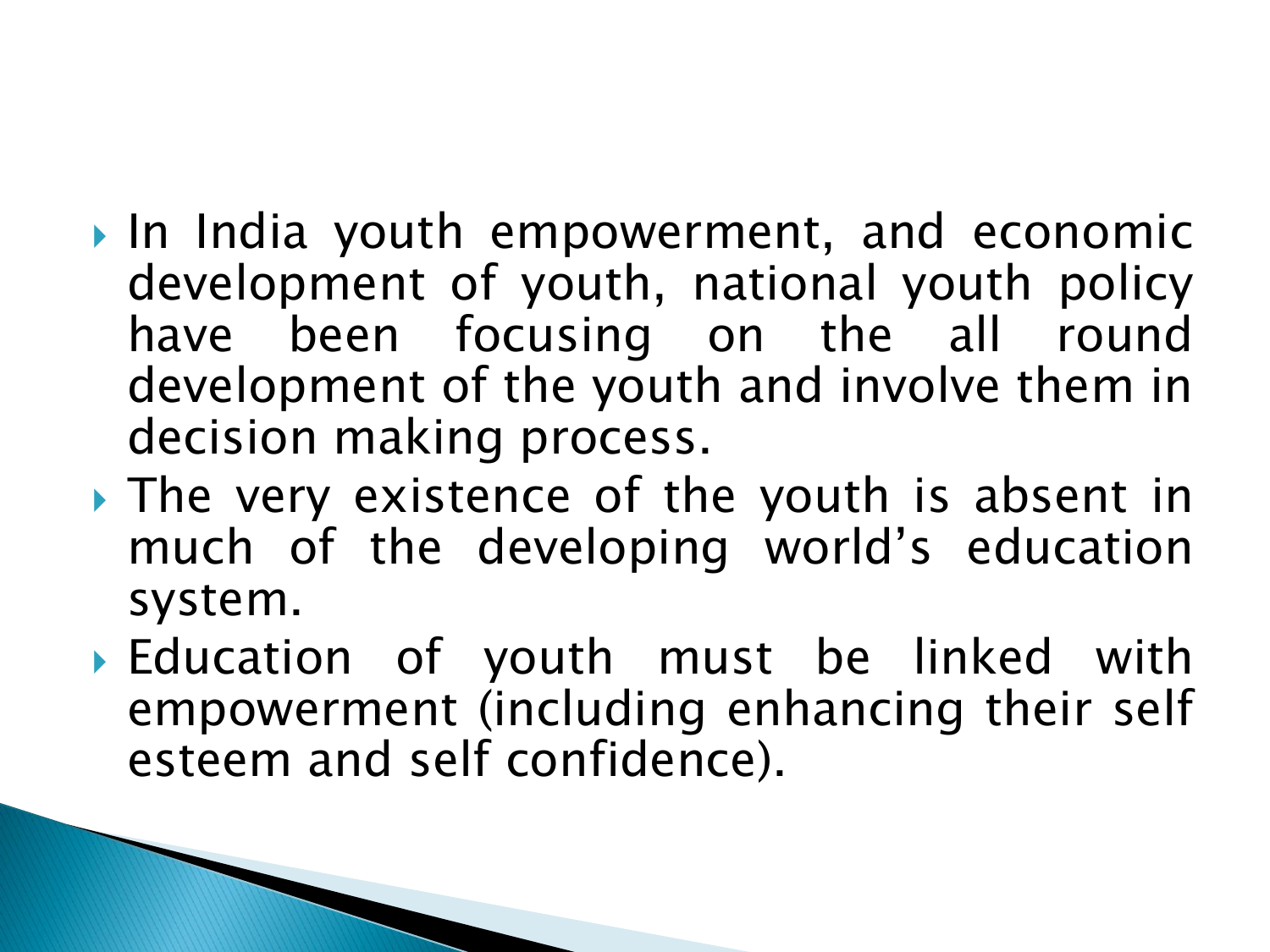- In India youth empowerment, and economic development of youth, national youth policy have been focusing on the all round development of the youth and involve them in decision making process.
- The very existence of the youth is absent in much of the developing world's education system.
- Education of youth must be linked with empowerment (including enhancing their self esteem and self confidence).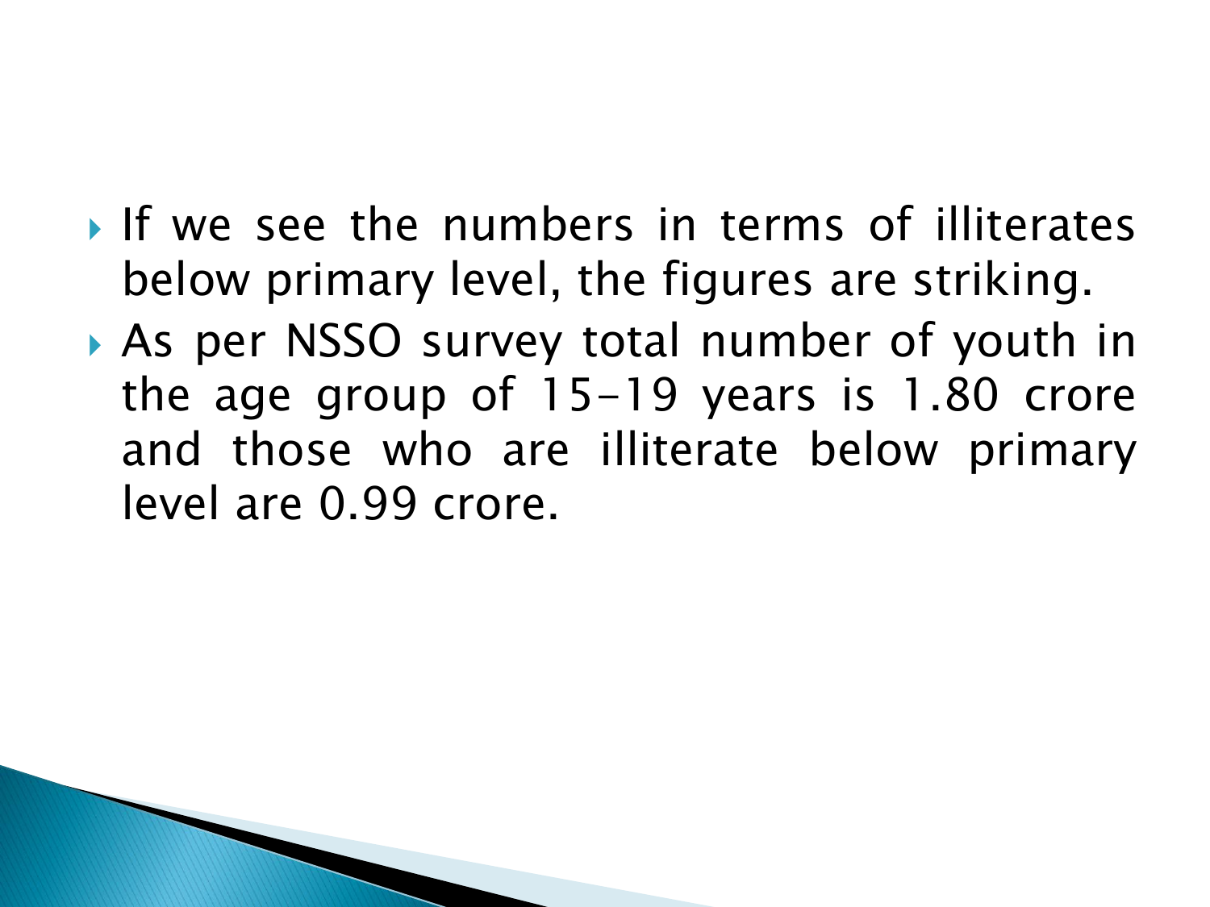- If we see the numbers in terms of illiterates below primary level, the figures are striking.
- As per NSSO survey total number of youth in the age group of 15-19 years is 1.80 crore and those who are illiterate below primary level are 0.99 crore.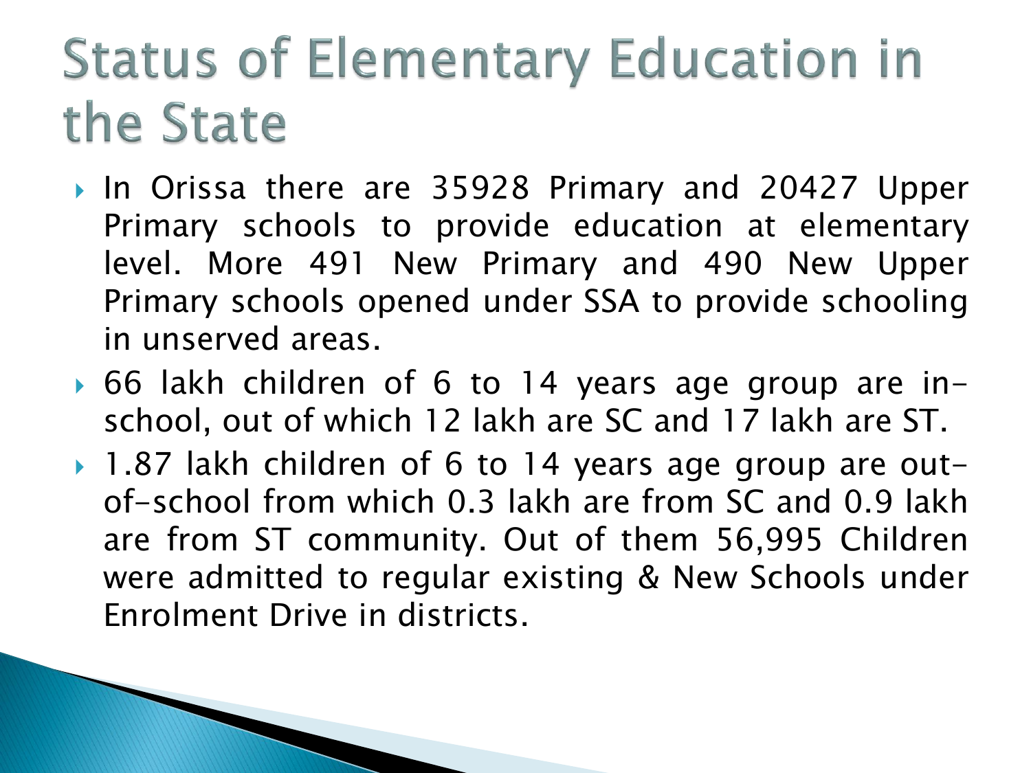# Status of Elementary Education in the State

- In Orissa there are 35928 Primary and 20427 Upper Primary schools to provide education at elementary level. More 491 New Primary and 490 New Upper Primary schools opened under SSA to provide schooling in unserved areas.
- 66 lakh children of 6 to 14 years age group are in-school, out of which 12 lakh are SC and 17 lakh are ST.
- 1.87 lakh children of 6 to 14 years age group are out-of-school from which 0.3 lakh are from SC and 0.9 lakh are from ST community. Out of them 56,995 Children were admitted to regular existing & New Schools under Enrolment Drive in districts.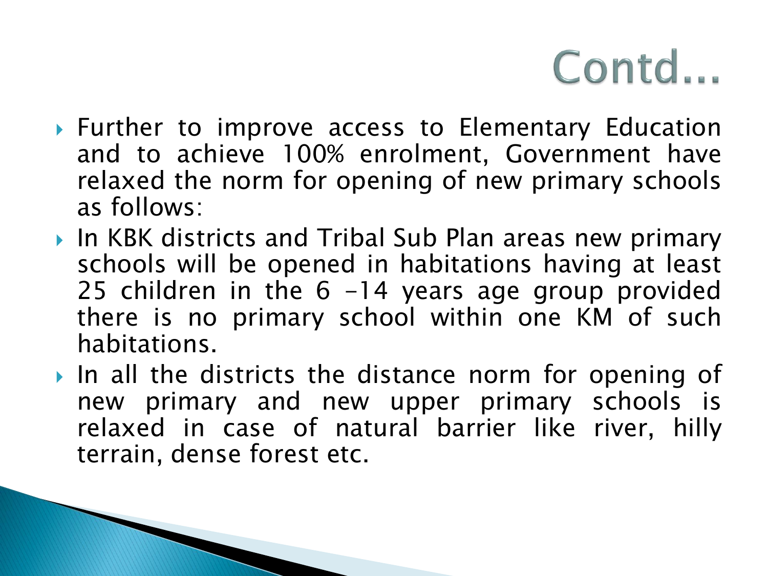# Contd...

- Further to improve access to Elementary Education and to achieve 100% enrolment, Government have relaxed the norm for opening of new primary schools as follows:
- In KBK districts and Tribal Sub Plan areas new primary schools will be opened in habitations having at least 25 children in the 6 -14 years age group provided there is no primary school within one KM of such habitations.
- In all the districts the distance norm for opening of new primary and new upper primary schools is relaxed in case of natural barrier like river, hilly terrain, dense forest etc.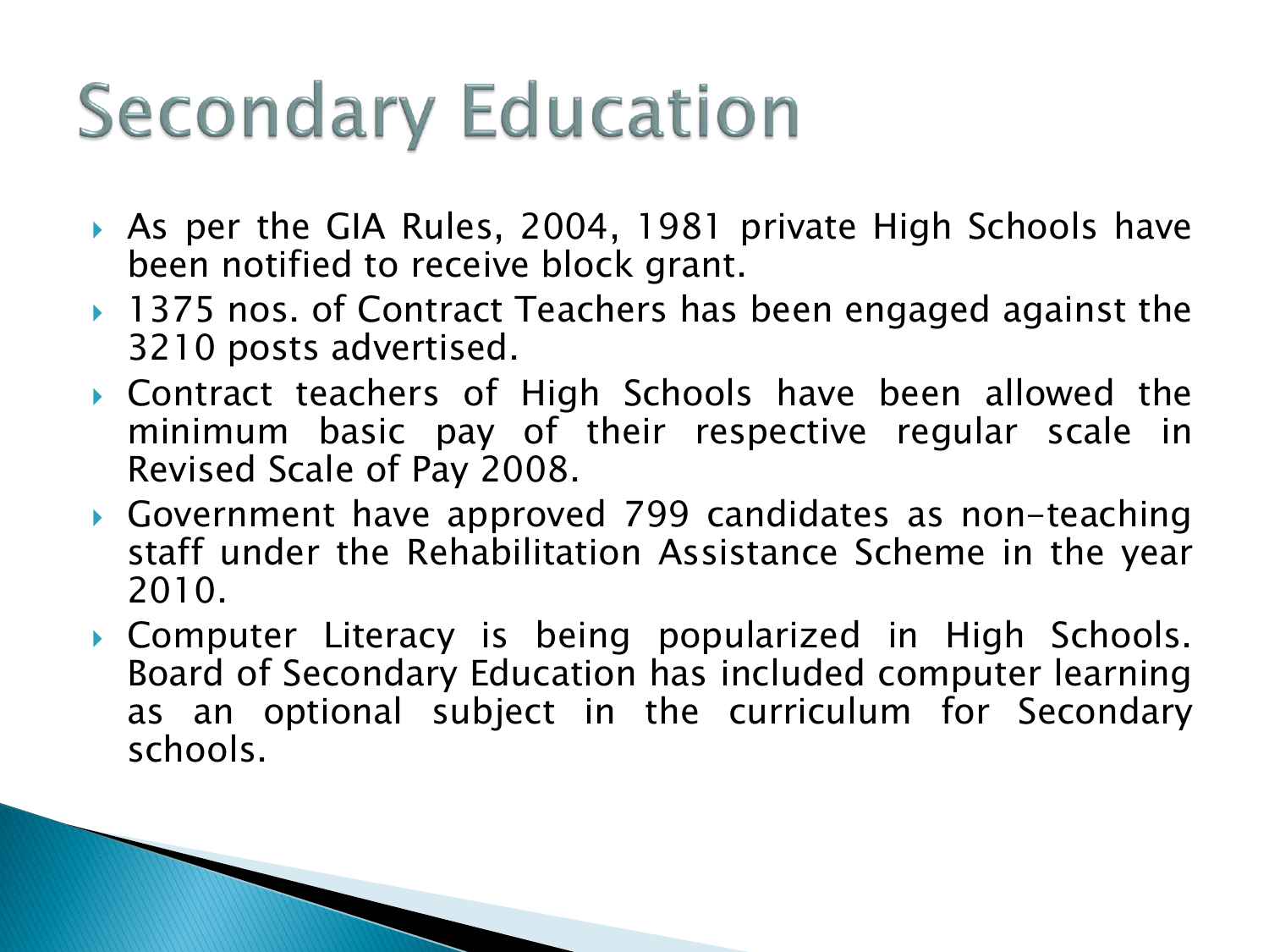# Secondary Education

- As per the GIA Rules, 2004, 1981 private High Schools have been notified to receive block grant.
- 1375 nos. of Contract Teachers has been engaged against the 3210 posts advertised.
- Contract teachers of High Schools have been allowed the minimum basic pay of their respective regular scale in Revised Scale of Pay 2008.
- Government have approved 799 candidates as non-teaching staff under the Rehabilitation Assistance Scheme in the year 2010.
- Computer Literacy is being popularized in High Schools. Board of Secondary Education has included computer learning as an optional subject in the curriculum for Secondary schools.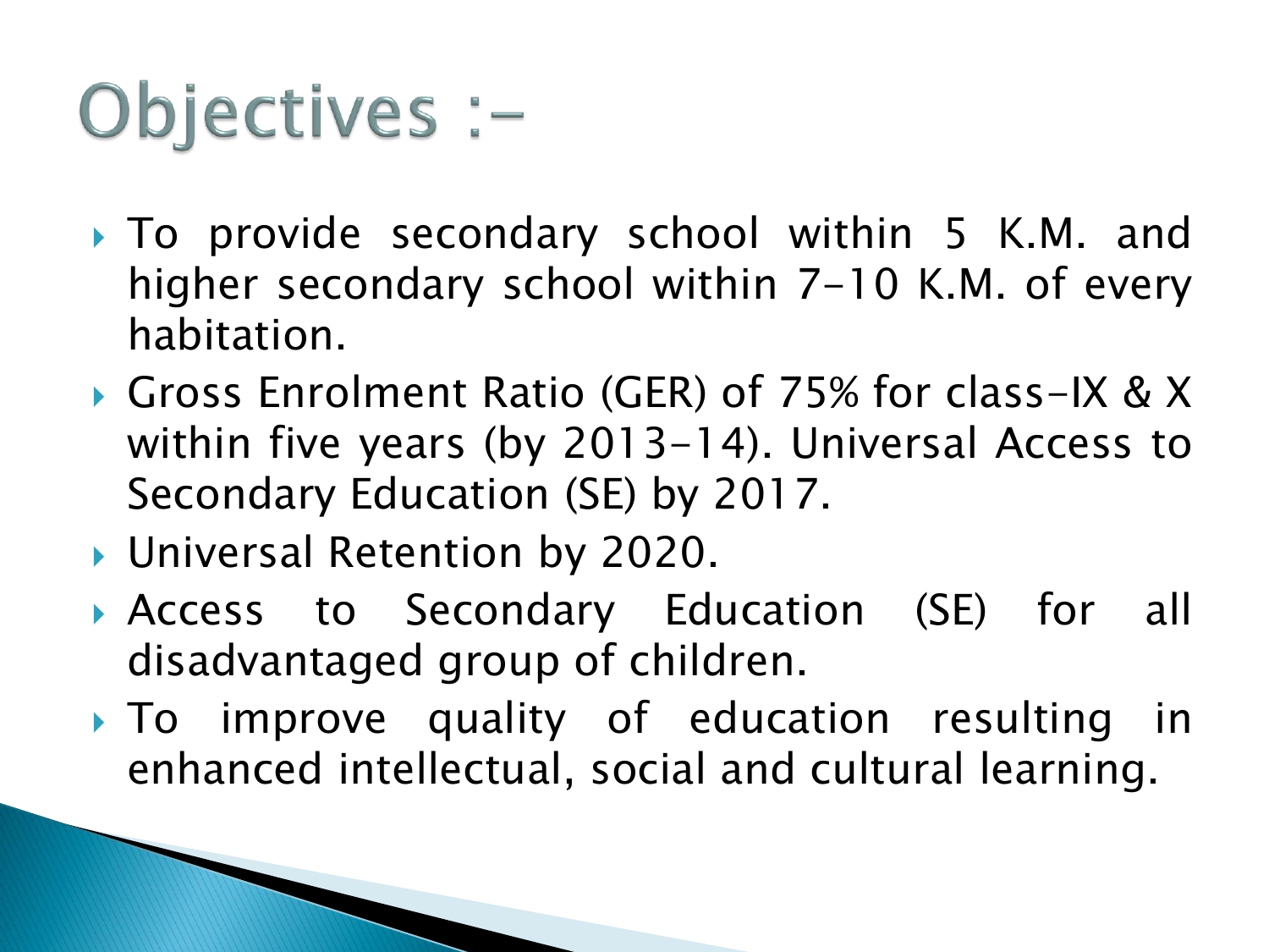# Objectives :-

- To provide secondary school within 5 K.M. and higher secondary school within 7-10 K.M. of every habitation.
- Gross Enrolment Ratio (GER) of 75% for class-IX & X within five years (by 2013-14). Universal Access to Secondary Education (SE) by 2017.
- Universal Retention by 2020.
- Access to Secondary Education (SE) for all disadvantaged group of children.
- To improve quality of education resulting in enhanced intellectual, social and cultural learning.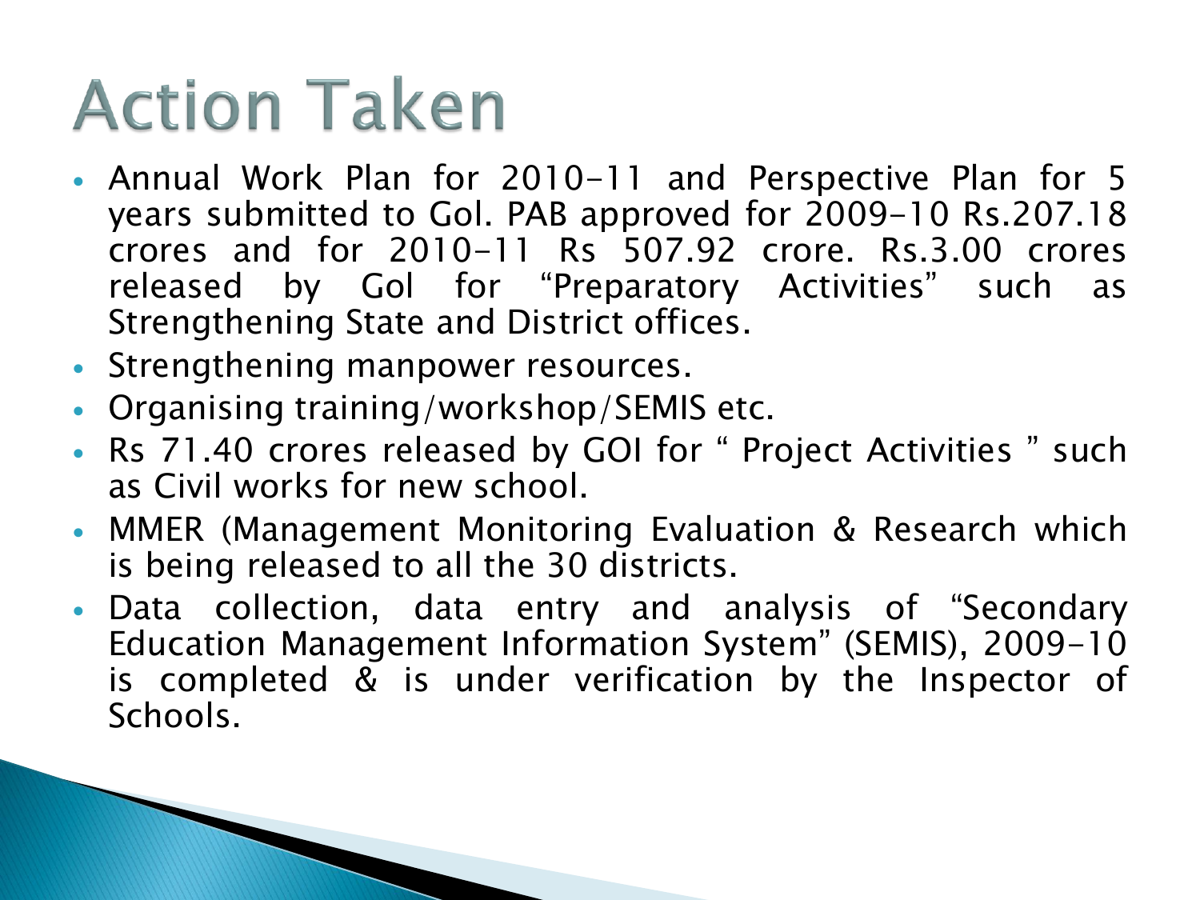# Action Taken

- Annual Work Plan for 2010-11 and Perspective Plan for 5 years submitted to GoI. PAB approved for 2009-10 Rs.207.18 crores and for 2010-11 Rs 507.92 crore. Rs.3.00 crores released by GoI for "Preparatory Activities" such as Strengthening State and District offices.
- Strengthening manpower resources.
- Organising training/workshop/SEMIS etc.
- Rs 71.40 crores released by GOI for " Project Activities " such as Civil works for new school.
- MMER (Management Monitoring Evaluation & Research which is being released to all the 30 districts.
- Data collection, data entry and analysis of "Secondary Education Management Information System" (SEMIS), 2009-10 is completed & is under verification by the Inspector of Schools.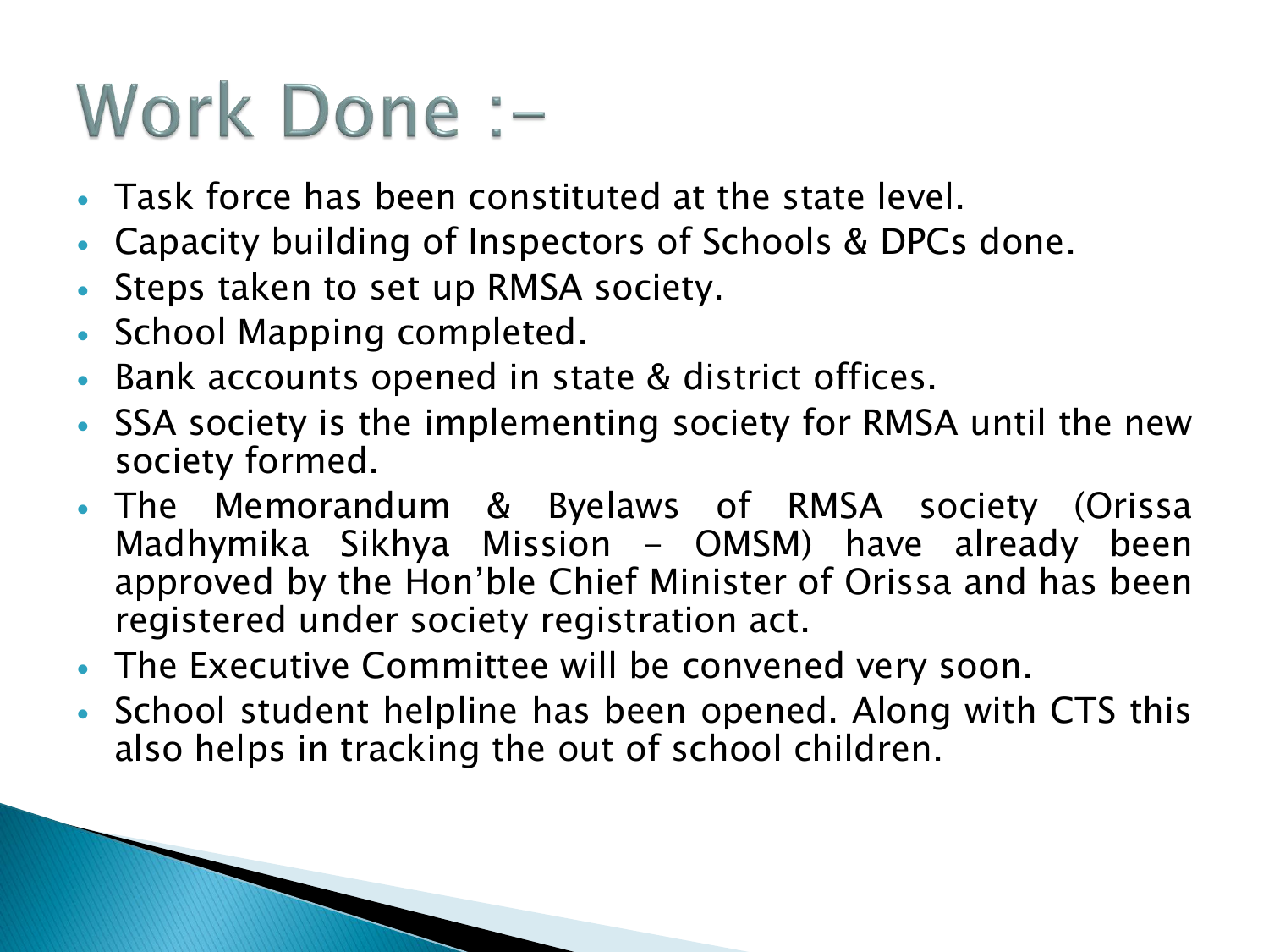# Work Done :-

- Task force has been constituted at the state level.
- Capacity building of Inspectors of Schools & DPCs done.
- Steps taken to set up RMSA society.
- School Mapping completed.
- Bank accounts opened in state & district offices.
- SSA society is the implementing society for RMSA until the new society formed.
- The Memorandum & Byelaws of RMSA society (Orissa Madhymika Sikhya Mission - OMSM) have already been approved by the Hon'ble Chief Minister of Orissa and has been registered under society registration act.
- The Executive Committee will be convened very soon.
- School student helpline has been opened. Along with CTS this also helps in tracking the out of school children.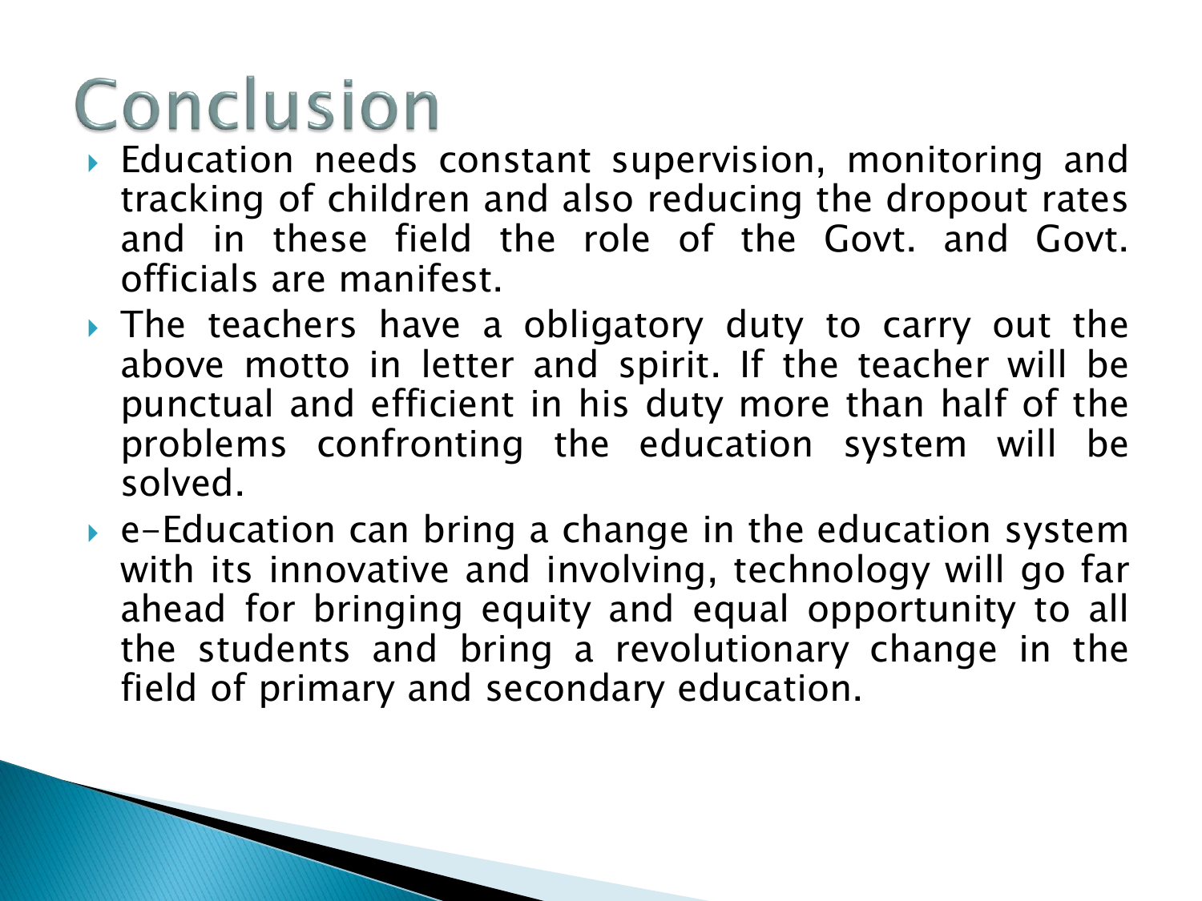# Conclusion

- Education needs constant supervision, monitoring and tracking of children and also reducing the dropout rates and in these field the role of the Govt. and Govt. officials are manifest.
- The teachers have a obligatory duty to carry out the above motto in letter and spirit. If the teacher will be punctual and efficient in his duty more than half of the problems confronting the education system will be solved.
- e-Education can bring a change in the education system with its innovative and involving, technology will go far ahead for bringing equity and equal opportunity to all the students and bring a revolutionary change in the field of primary and secondary education.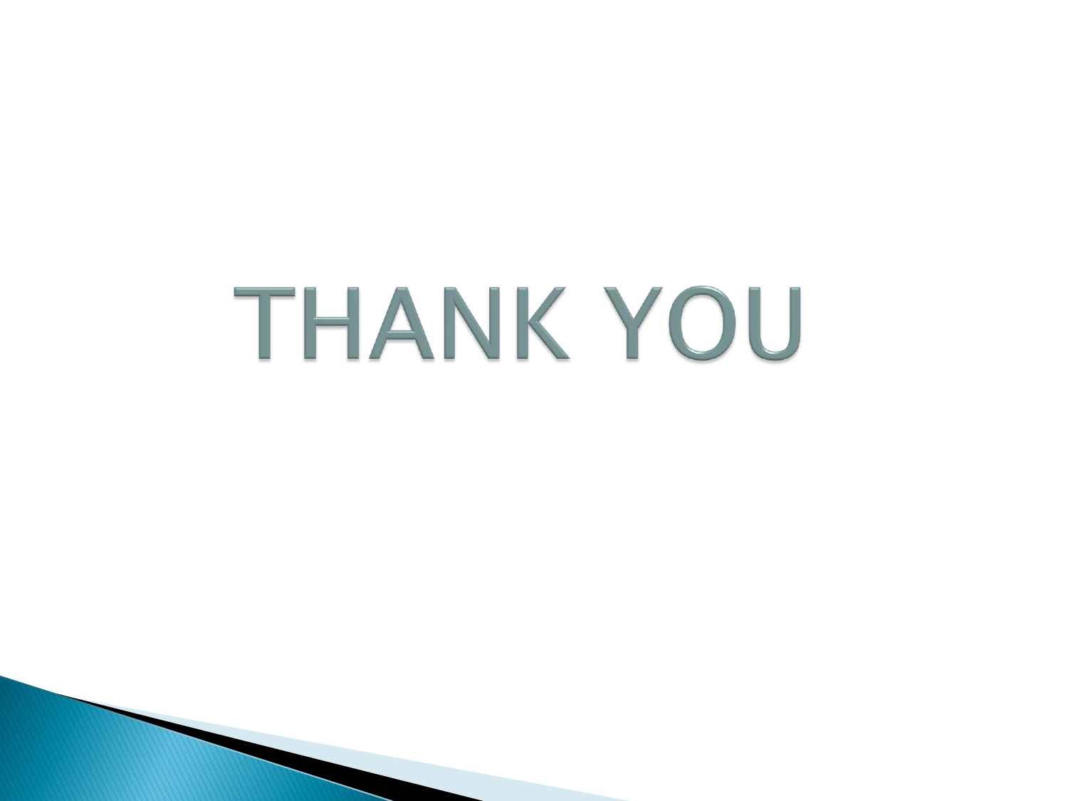# THANK YOU